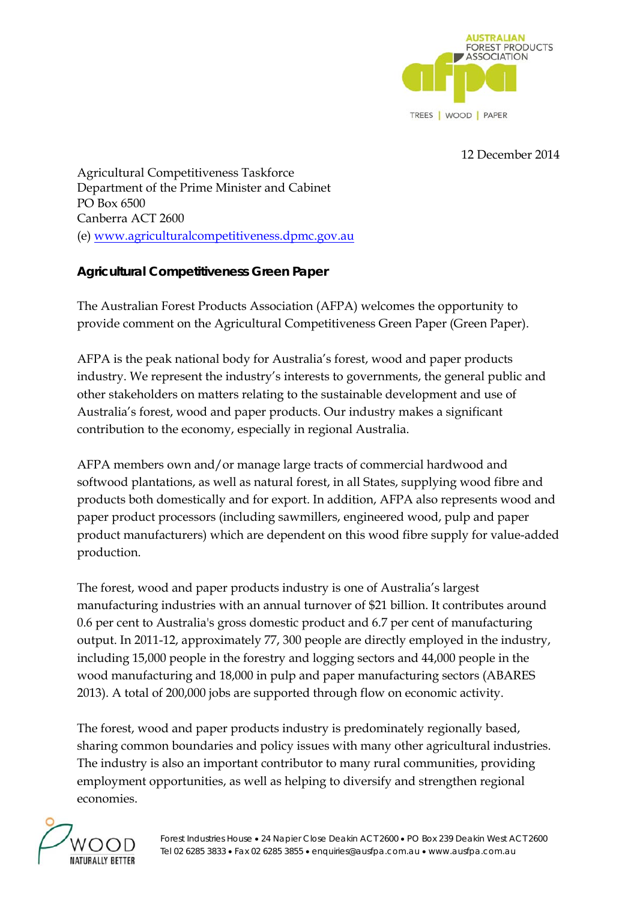12 December 2014

Agricultural Competitiveness Taskforce
Department of the Prime Minister and Cabinet
PO Box 6500
Canberra ACT 2600
(e) www.agriculturalcompetitiveness.dpmc.gov.au

**Agricultural Competitiveness Green Paper**

The Australian Forest Products Association (AFPA) welcomes the opportunity to provide comment on the Agricultural Competitiveness Green Paper (Green Paper).

AFPA is the peak national body for Australia's forest, wood and paper products industry. We represent the industry's interests to governments, the general public and other stakeholders on matters relating to the sustainable development and use of Australia's forest, wood and paper products. Our industry makes a significant contribution to the economy, especially in regional Australia.

AFPA members own and/or manage large tracts of commercial hardwood and softwood plantations, as well as natural forest, in all States, supplying wood fibre and products both domestically and for export. In addition, AFPA also represents wood and paper product processors (including sawmillers, engineered wood, pulp and paper product manufacturers) which are dependent on this wood fibre supply for value-added production.

The forest, wood and paper products industry is one of Australia's largest manufacturing industries with an annual turnover of $21 billion. It contributes around 0.6 per cent to Australia's gross domestic product and 6.7 per cent of manufacturing output. In 2011-12, approximately 77, 300 people are directly employed in the industry, including 15,000 people in the forestry and logging sectors and 44,000 people in the wood manufacturing and 18,000 in pulp and paper manufacturing sectors (ABARES 2013). A total of 200,000 jobs are supported through flow on economic activity.

The forest, wood and paper products industry is predominately regionally based, sharing common boundaries and policy issues with many other agricultural industries. The industry is also an important contributor to many rural communities, providing employment opportunities, as well as helping to diversify and strengthen regional economies.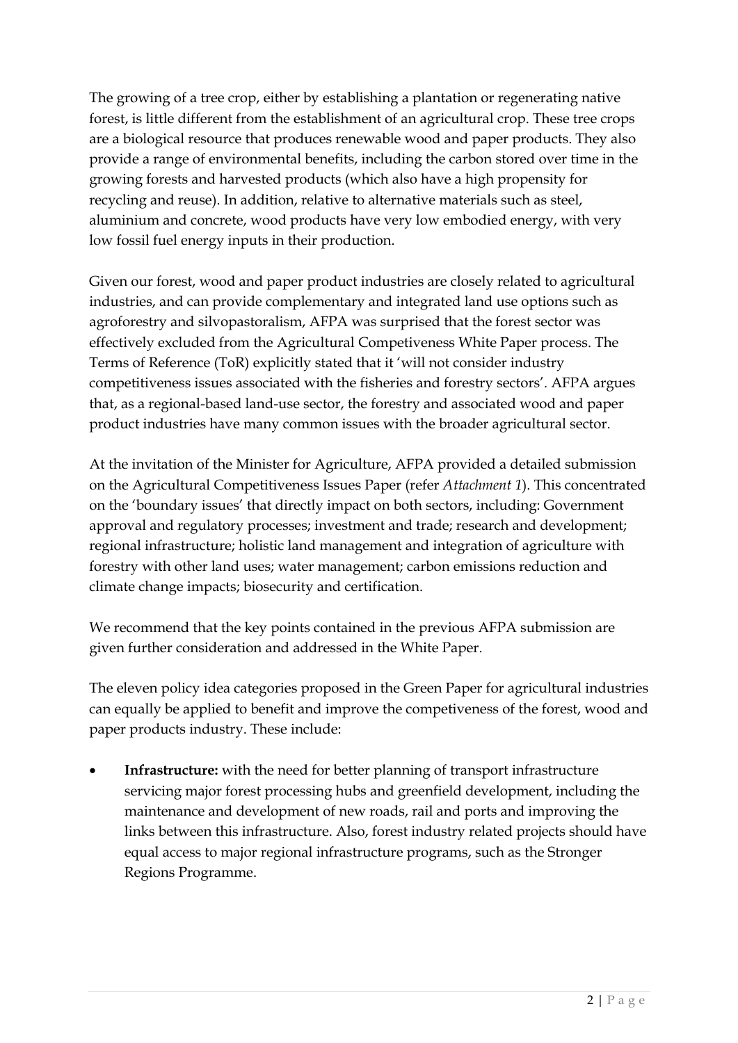The growing of a tree crop, either by establishing a plantation or regenerating native forest, is little different from the establishment of an agricultural crop. These tree crops are a biological resource that produces renewable wood and paper products. They also provide a range of environmental benefits, including the carbon stored over time in the growing forests and harvested products (which also have a high propensity for recycling and reuse). In addition, relative to alternative materials such as steel, aluminium and concrete, wood products have very low embodied energy, with very low fossil fuel energy inputs in their production.

Given our forest, wood and paper product industries are closely related to agricultural industries, and can provide complementary and integrated land use options such as agroforestry and silvopastoralism, AFPA was surprised that the forest sector was effectively excluded from the Agricultural Competiveness White Paper process. The Terms of Reference (ToR) explicitly stated that it 'will not consider industry competitiveness issues associated with the fisheries and forestry sectors'. AFPA argues that, as a regional-based land-use sector, the forestry and associated wood and paper product industries have many common issues with the broader agricultural sector.

At the invitation of the Minister for Agriculture, AFPA provided a detailed submission on the Agricultural Competitiveness Issues Paper (refer *Attachment 1*). This concentrated on the 'boundary issues' that directly impact on both sectors, including: Government approval and regulatory processes; investment and trade; research and development; regional infrastructure; holistic land management and integration of agriculture with forestry with other land uses; water management; carbon emissions reduction and climate change impacts; biosecurity and certification.

We recommend that the key points contained in the previous AFPA submission are given further consideration and addressed in the White Paper.

The eleven policy idea categories proposed in the Green Paper for agricultural industries can equally be applied to benefit and improve the competiveness of the forest, wood and paper products industry. These include:

- **Infrastructure:** with the need for better planning of transport infrastructure servicing major forest processing hubs and greenfield development, including the maintenance and development of new roads, rail and ports and improving the links between this infrastructure. Also, forest industry related projects should have equal access to major regional infrastructure programs, such as the Stronger Regions Programme.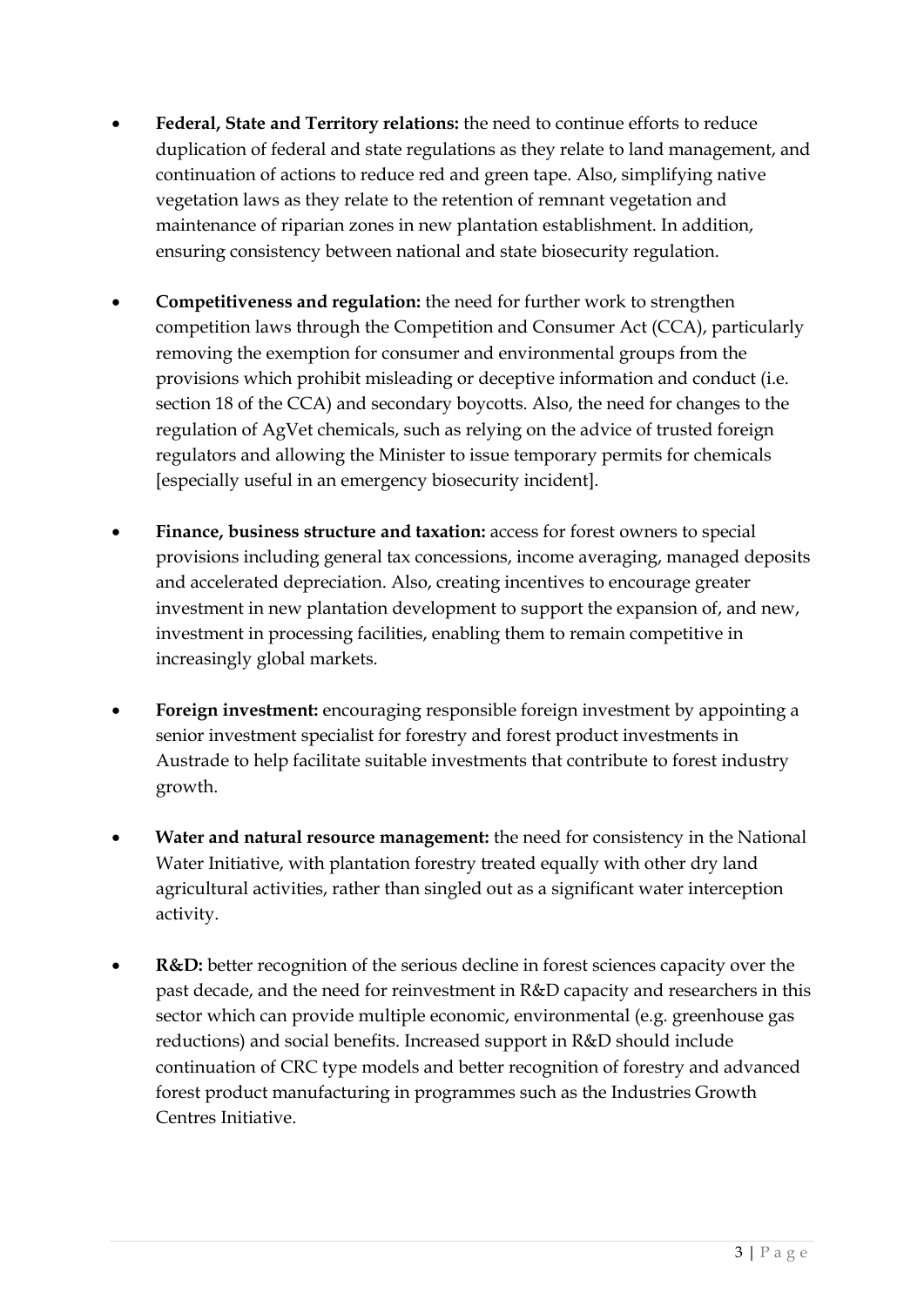- **Federal, State and Territory relations:** the need to continue efforts to reduce duplication of federal and state regulations as they relate to land management, and continuation of actions to reduce red and green tape. Also, simplifying native vegetation laws as they relate to the retention of remnant vegetation and maintenance of riparian zones in new plantation establishment. In addition, ensuring consistency between national and state biosecurity regulation.

- **Competitiveness and regulation:** the need for further work to strengthen competition laws through the Competition and Consumer Act (CCA), particularly removing the exemption for consumer and environmental groups from the provisions which prohibit misleading or deceptive information and conduct (i.e. section 18 of the CCA) and secondary boycotts. Also, the need for changes to the regulation of AgVet chemicals, such as relying on the advice of trusted foreign regulators and allowing the Minister to issue temporary permits for chemicals [especially useful in an emergency biosecurity incident].

- **Finance, business structure and taxation:** access for forest owners to special provisions including general tax concessions, income averaging, managed deposits and accelerated depreciation. Also, creating incentives to encourage greater investment in new plantation development to support the expansion of, and new, investment in processing facilities, enabling them to remain competitive in increasingly global markets.

- **Foreign investment:** encouraging responsible foreign investment by appointing a senior investment specialist for forestry and forest product investments in Austrade to help facilitate suitable investments that contribute to forest industry growth.

- **Water and natural resource management:** the need for consistency in the National Water Initiative, with plantation forestry treated equally with other dry land agricultural activities, rather than singled out as a significant water interception activity.

- **R&D:** better recognition of the serious decline in forest sciences capacity over the past decade, and the need for reinvestment in R&D capacity and researchers in this sector which can provide multiple economic, environmental (e.g. greenhouse gas reductions) and social benefits. Increased support in R&D should include continuation of CRC type models and better recognition of forestry and advanced forest product manufacturing in programmes such as the Industries Growth Centres Initiative.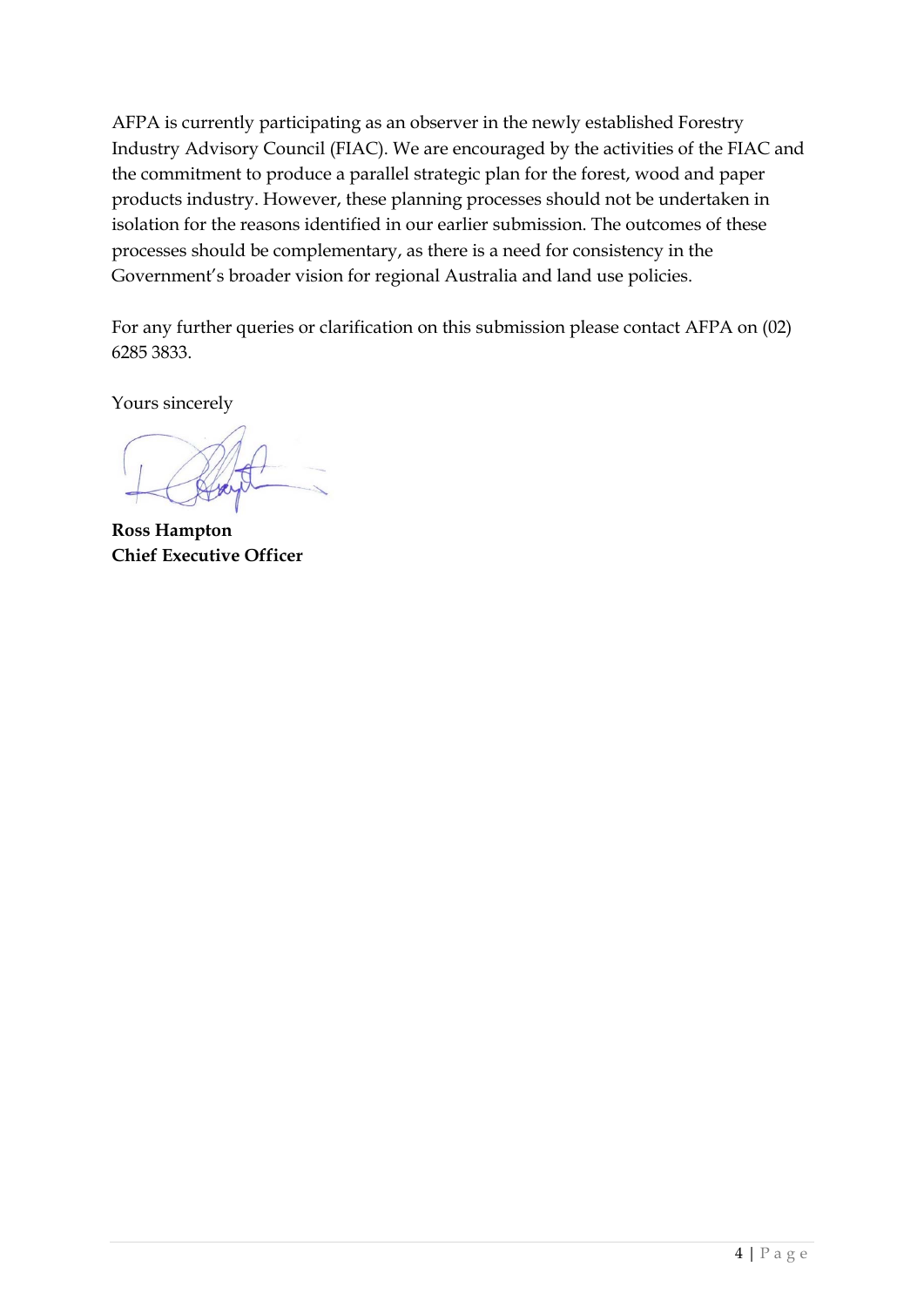AFPA is currently participating as an observer in the newly established Forestry Industry Advisory Council (FIAC). We are encouraged by the activities of the FIAC and the commitment to produce a parallel strategic plan for the forest, wood and paper products industry. However, these planning processes should not be undertaken in isolation for the reasons identified in our earlier submission. The outcomes of these processes should be complementary, as there is a need for consistency in the Government's broader vision for regional Australia and land use policies.

For any further queries or clarification on this submission please contact AFPA on (02) 6285 3833.

Yours sincerely

**Ross Hampton**
**Chief Executive Officer**